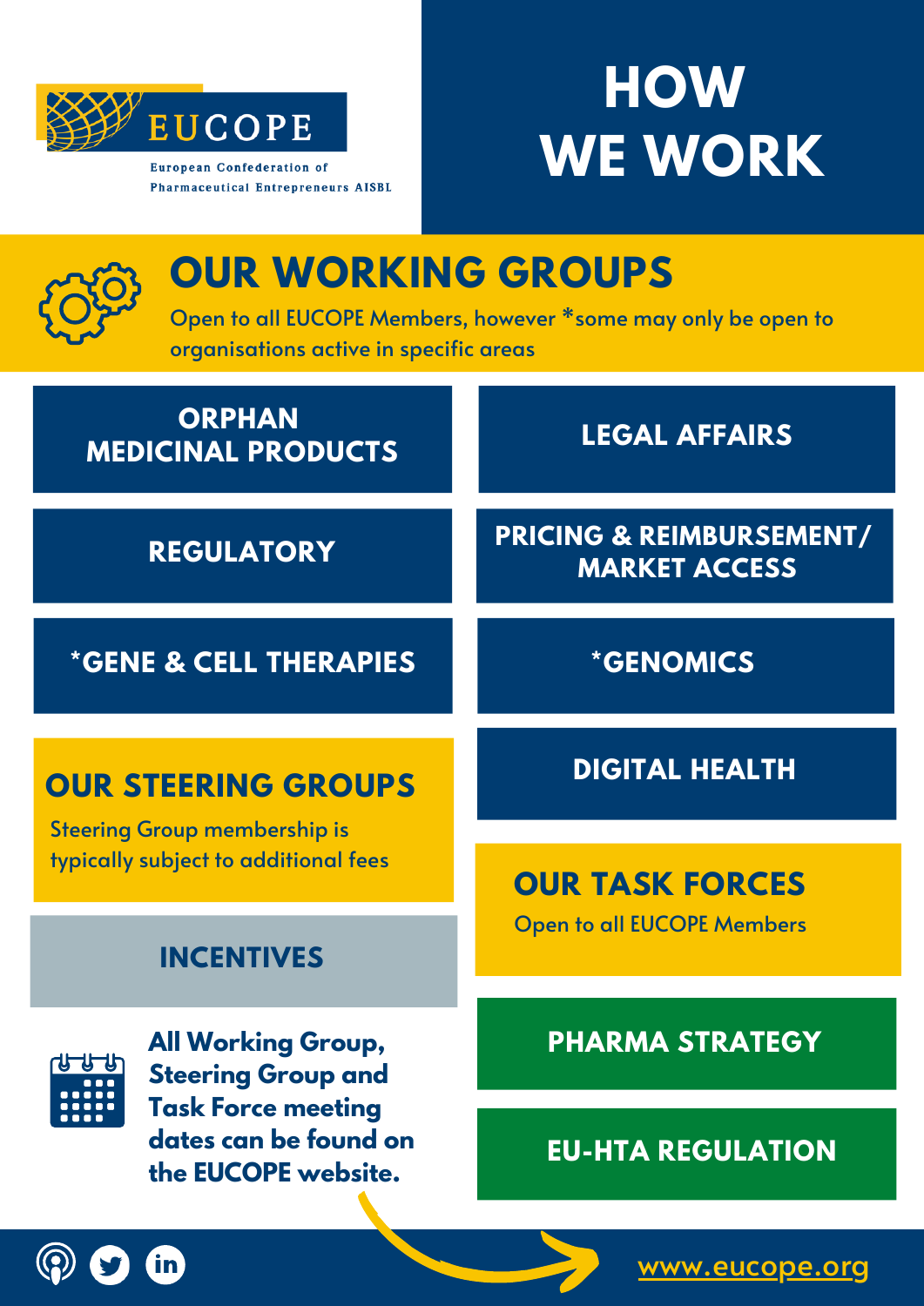EUCOPE

European Confederation of Pharmaceutical Entrepreneurs AISBL

# HOW WE WORK

## OUR WORKING GROUPS

Open to all EUCOPE Members, however *some may only be open to organisations active in specific areas

- ORPHAN MEDICINAL PRODUCTS
- LEGAL AFFAIRS
- REGULATORY
- PRICING & REIMBURSEMENT/ MARKET ACCESS
- *GENE & CELL THERAPIES
- *GENOMICS
- DIGITAL HEALTH

## OUR STEERING GROUPS

Steering Group membership is typically subject to additional fees

- INCENTIVES

## OUR TASK FORCES

Open to all EUCOPE Members

- PHARMA STRATEGY
- EU-HTA REGULATION

**All Working Group, Steering Group and Task Force meeting dates can be found on the EUCOPE website.**

www.eucope.org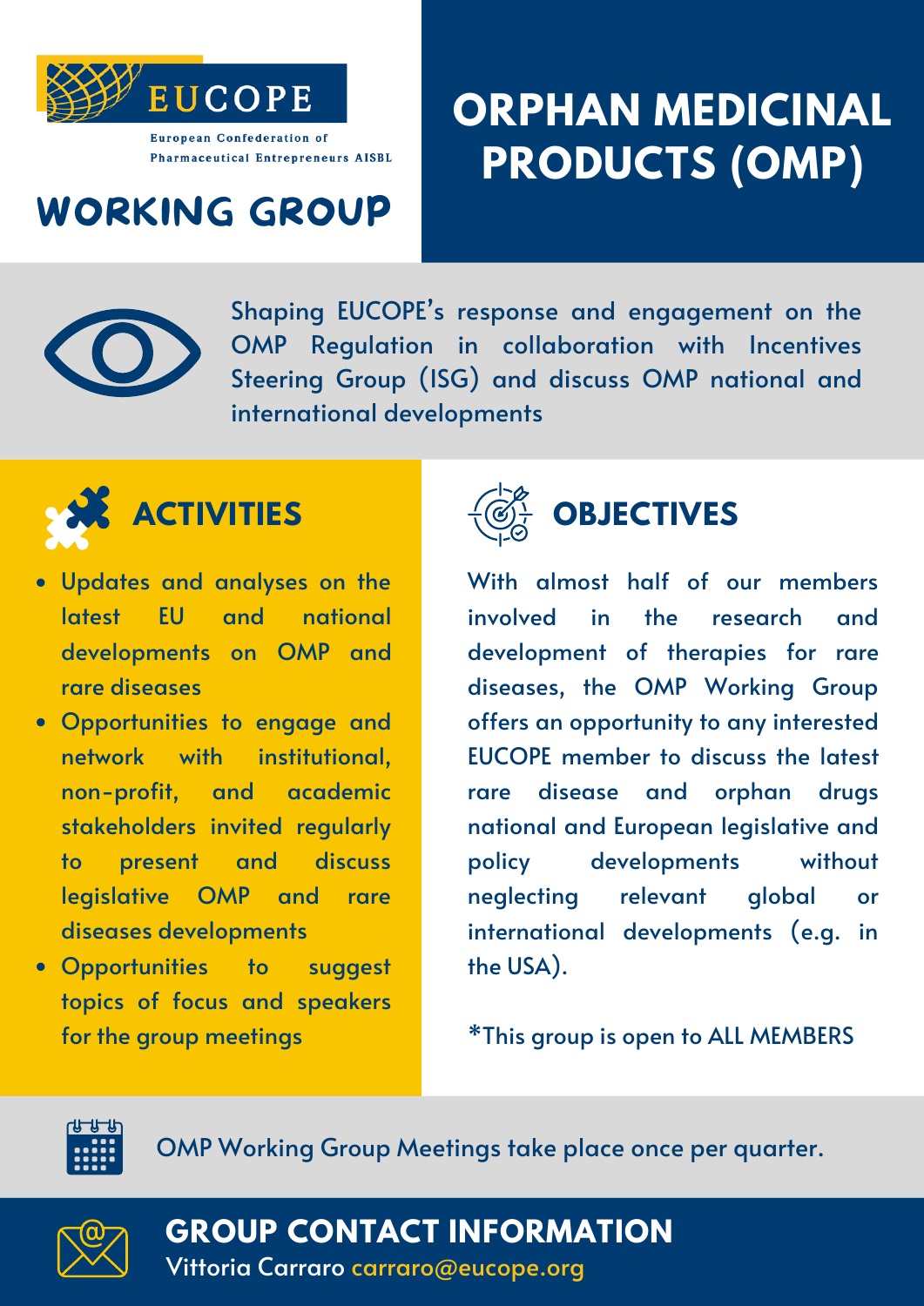EUCOPE

European Confederation of Pharmaceutical Entrepreneurs AISBL

# WORKING GROUP

# ORPHAN MEDICINAL PRODUCTS (OMP)

Shaping EUCOPE's response and engagement on the OMP Regulation in collaboration with Incentives Steering Group (ISG) and discuss OMP national and international developments

## ACTIVITIES

- Updates and analyses on the latest EU and national developments on OMP and rare diseases
- Opportunities to engage and network with institutional, non-profit, and academic stakeholders invited regularly to present and discuss legislative OMP and rare diseases developments
- Opportunities to suggest topics of focus and speakers for the group meetings

## OBJECTIVES

With almost half of our members involved in the research and development of therapies for rare diseases, the OMP Working Group offers an opportunity to any interested EUCOPE member to discuss the latest rare disease and orphan drugs national and European legislative and policy developments without neglecting relevant global or international developments (e.g. in the USA).

*This group is open to ALL MEMBERS

OMP Working Group Meetings take place once per quarter.

## GROUP CONTACT INFORMATION

Vittoria Carraro carraro@eucope.org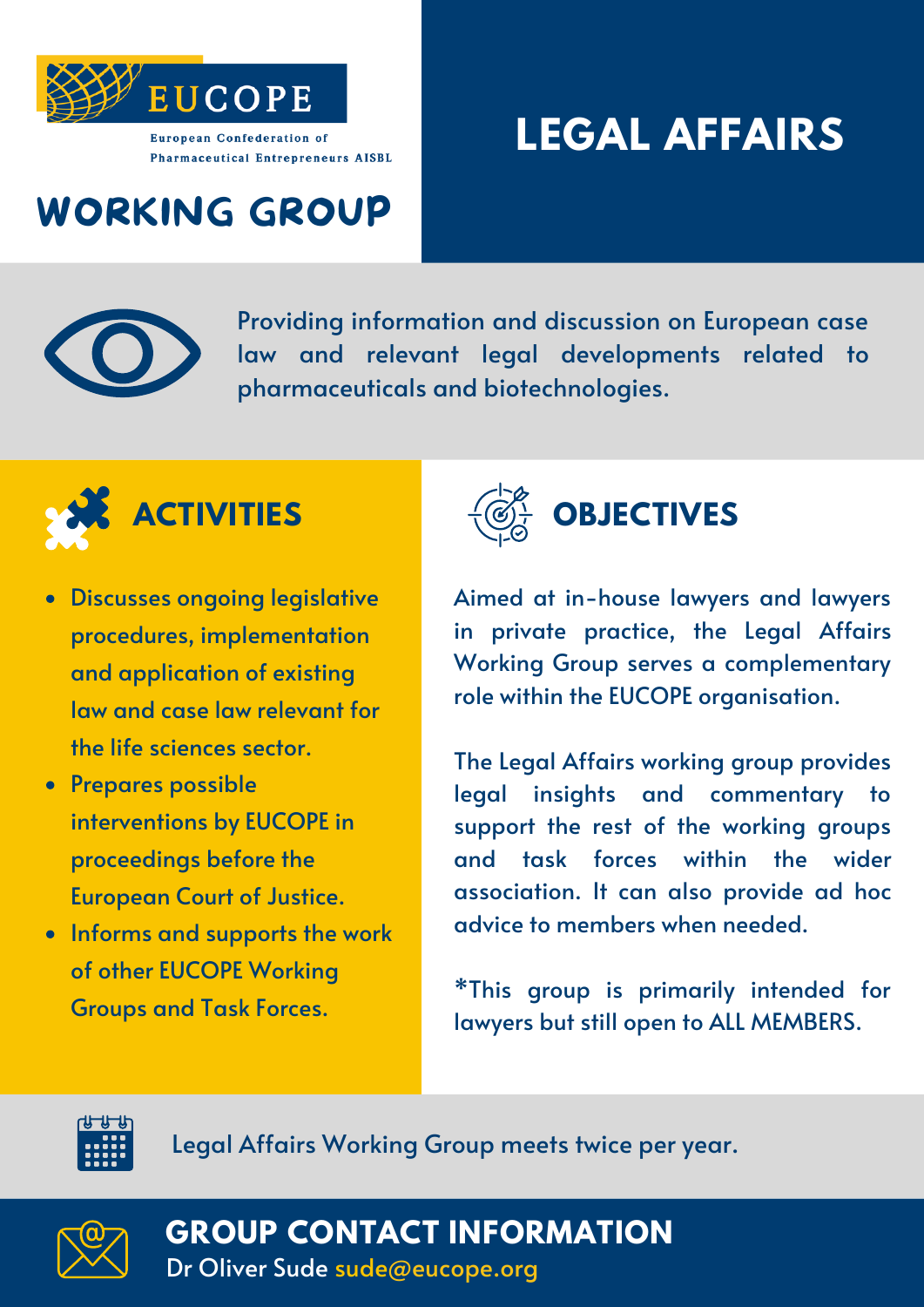EUCOPE

European Confederation of Pharmaceutical Entrepreneurs AISBL

# LEGAL AFFAIRS WORKING GROUP

Providing information and discussion on European case law and relevant legal developments related to pharmaceuticals and biotechnologies.

## ACTIVITIES

- Discusses ongoing legislative procedures, implementation and application of existing law and case law relevant for the life sciences sector.
- Prepares possible interventions by EUCOPE in proceedings before the European Court of Justice.
- Informs and supports the work of other EUCOPE Working Groups and Task Forces.

## OBJECTIVES

Aimed at in-house lawyers and lawyers in private practice, the Legal Affairs Working Group serves a complementary role within the EUCOPE organisation.

The Legal Affairs working group provides legal insights and commentary to support the rest of the working groups and task forces within the wider association. It can also provide ad hoc advice to members when needed.

*This group is primarily intended for lawyers but still open to ALL MEMBERS.

Legal Affairs Working Group meets twice per year.

## GROUP CONTACT INFORMATION

Dr Oliver Sude sude@eucope.org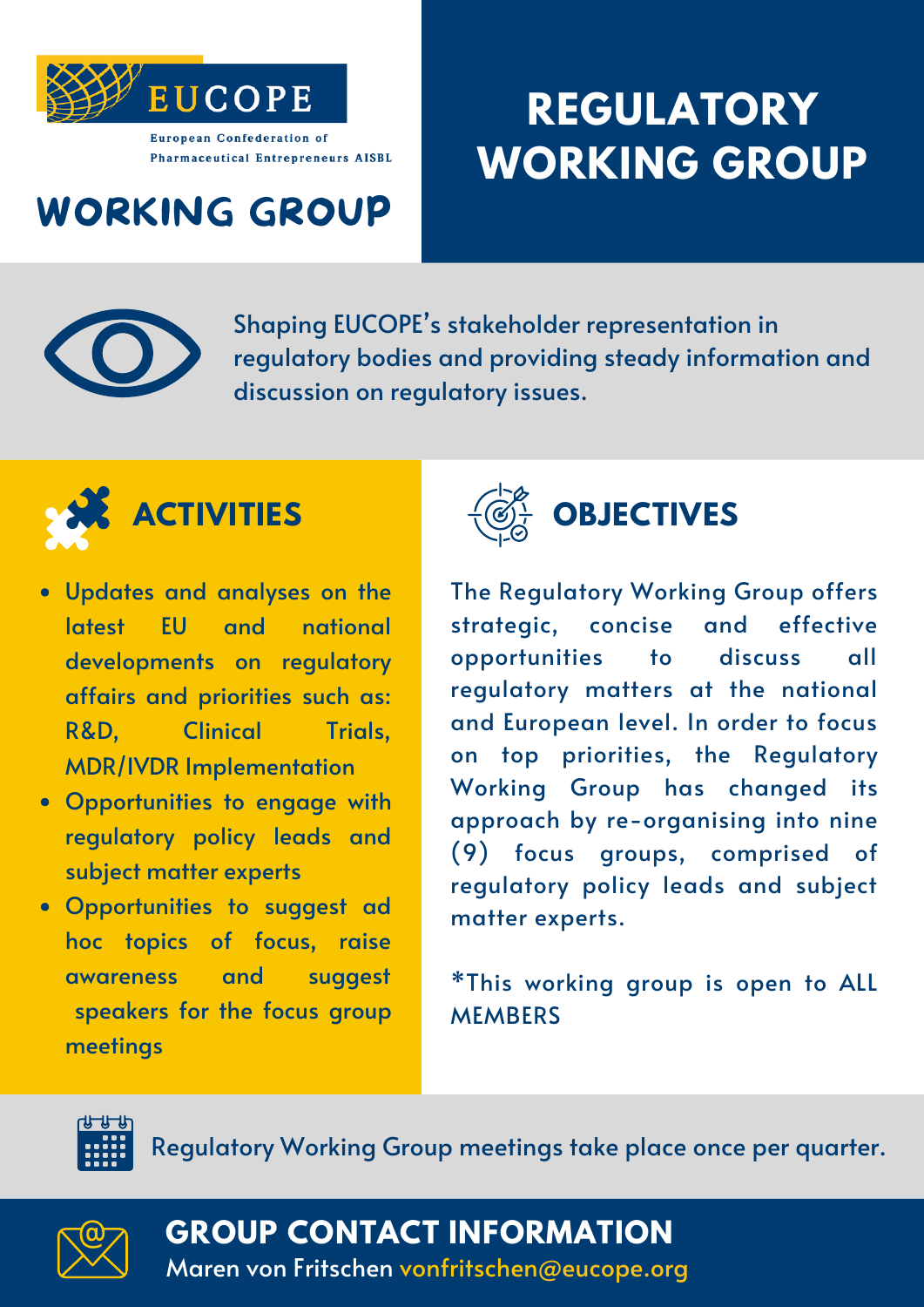EUCOPE

European Confederation of Pharmaceutical Entrepreneurs AISBL

# WORKING GROUP

# REGULATORY WORKING GROUP

Shaping EUCOPE's stakeholder representation in regulatory bodies and providing steady information and discussion on regulatory issues.

## ACTIVITIES

- Updates and analyses on the latest EU and national developments on regulatory affairs and priorities such as: R&D, Clinical Trials, MDR/IVDR Implementation
- Opportunities to engage with regulatory policy leads and subject matter experts
- Opportunities to suggest ad hoc topics of focus, raise awareness and suggest speakers for the focus group meetings

## OBJECTIVES

The Regulatory Working Group offers strategic, concise and effective opportunities to discuss all regulatory matters at the national and European level. In order to focus on top priorities, the Regulatory Working Group has changed its approach by re-organising into nine (9) focus groups, comprised of regulatory policy leads and subject matter experts.

*This working group is open to ALL MEMBERS

Regulatory Working Group meetings take place once per quarter.

## GROUP CONTACT INFORMATION

Maren von Fritschen vonfritschen@eucope.org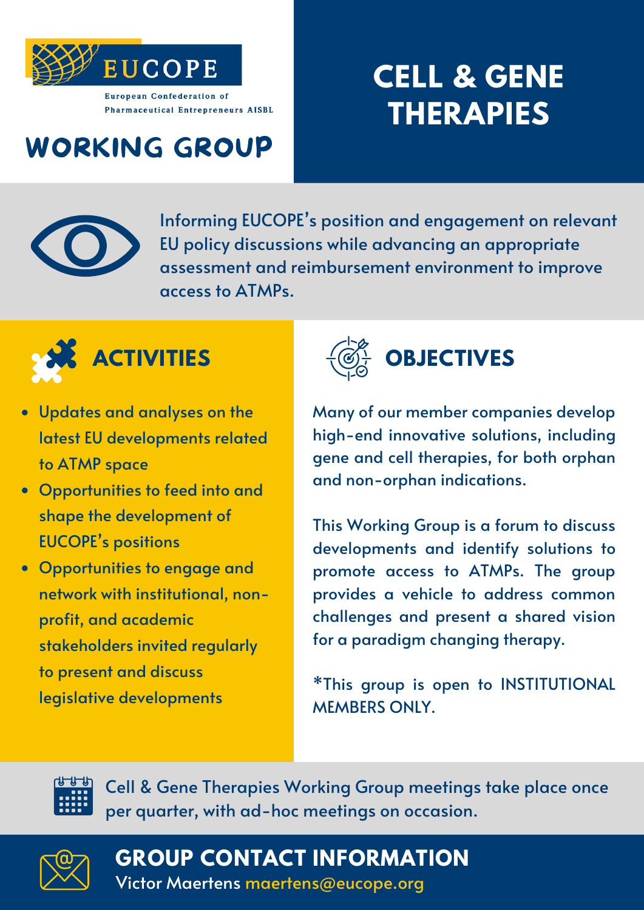EUCOPE

European Confederation of Pharmaceutical Entrepreneurs AISBL

# WORKING GROUP

# CELL & GENE THERAPIES

Informing EUCOPE's position and engagement on relevant EU policy discussions while advancing an appropriate assessment and reimbursement environment to improve access to ATMPs.

## ACTIVITIES

- Updates and analyses on the latest EU developments related to ATMP space
- Opportunities to feed into and shape the development of EUCOPE's positions
- Opportunities to engage and network with institutional, non-profit, and academic stakeholders invited regularly to present and discuss legislative developments

## OBJECTIVES

Many of our member companies develop high-end innovative solutions, including gene and cell therapies, for both orphan and non-orphan indications.

This Working Group is a forum to discuss developments and identify solutions to promote access to ATMPs. The group provides a vehicle to address common challenges and present a shared vision for a paradigm changing therapy.

*This group is open to INSTITUTIONAL MEMBERS ONLY.

Cell & Gene Therapies Working Group meetings take place once per quarter, with ad-hoc meetings on occasion.

## GROUP CONTACT INFORMATION

Victor Maertens maertens@eucope.org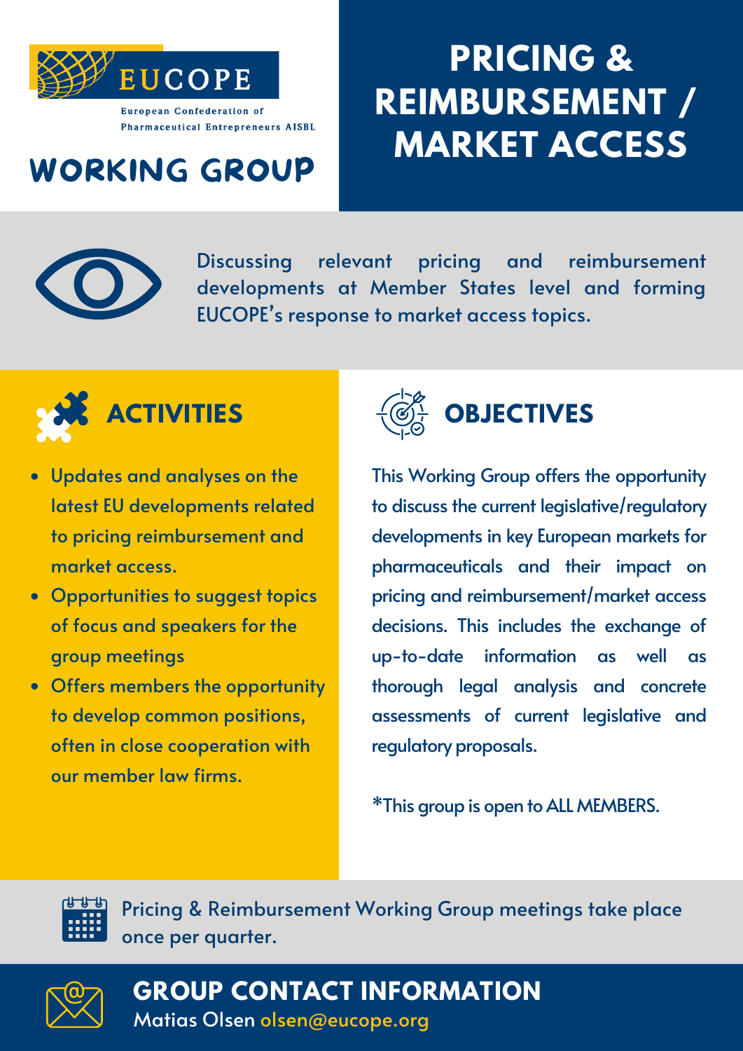EUCOPE

European Confederation of Pharmaceutical Entrepreneurs AISBL

# WORKING GROUP

# PRICING & REIMBURSEMENT / MARKET ACCESS

Discussing relevant pricing and reimbursement developments at Member States level and forming EUCOPE's response to market access topics.

## ACTIVITIES

- Updates and analyses on the latest EU developments related to pricing reimbursement and market access.
- Opportunities to suggest topics of focus and speakers for the group meetings
- Offers members the opportunity to develop common positions, often in close cooperation with our member law firms.

## OBJECTIVES

This Working Group offers the opportunity to discuss the current legislative/regulatory developments in key European markets for pharmaceuticals and their impact on pricing and reimbursement/market access decisions. This includes the exchange of up-to-date information as well as thorough legal analysis and concrete assessments of current legislative and regulatory proposals.

*This group is open to ALL MEMBERS.

Pricing & Reimbursement Working Group meetings take place once per quarter.

## GROUP CONTACT INFORMATION

Matias Olsen olsen@eucope.org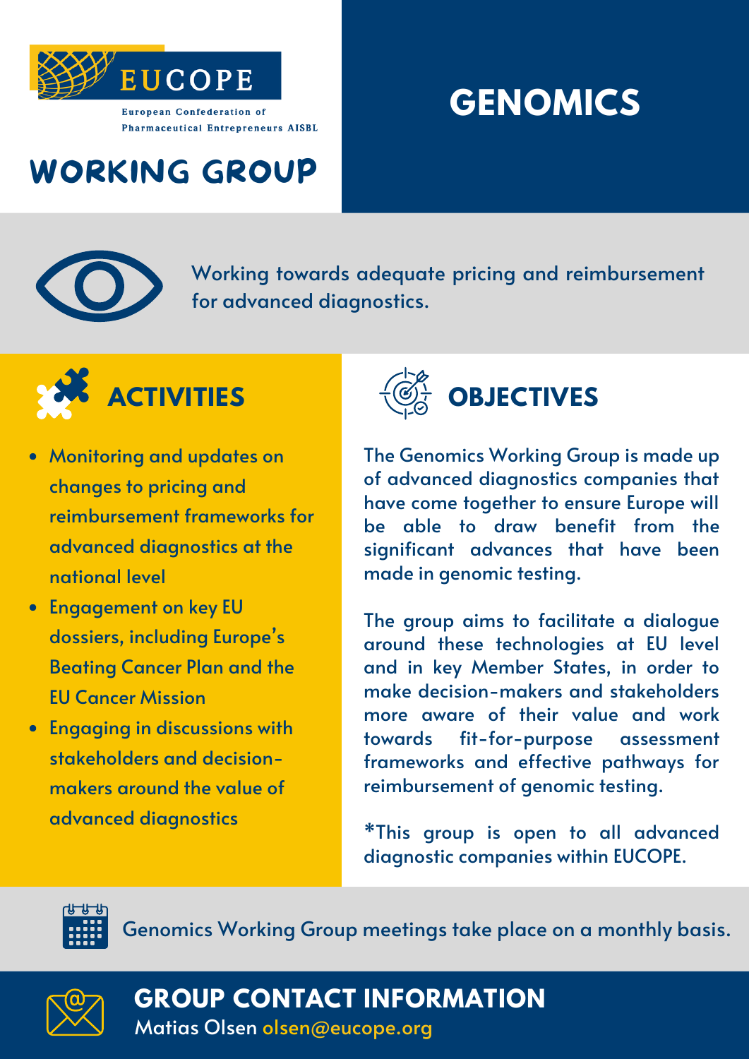EUCOPE

European Confederation of Pharmaceutical Entrepreneurs AISBL

# WORKING GROUP

# GENOMICS

Working towards adequate pricing and reimbursement for advanced diagnostics.

## ACTIVITIES

- Monitoring and updates on changes to pricing and reimbursement frameworks for advanced diagnostics at the national level
- Engagement on key EU dossiers, including Europe's Beating Cancer Plan and the EU Cancer Mission
- Engaging in discussions with stakeholders and decision-makers around the value of advanced diagnostics

## OBJECTIVES

The Genomics Working Group is made up of advanced diagnostics companies that have come together to ensure Europe will be able to draw benefit from the significant advances that have been made in genomic testing.

The group aims to facilitate a dialogue around these technologies at EU level and in key Member States, in order to make decision-makers and stakeholders more aware of their value and work towards fit-for-purpose assessment frameworks and effective pathways for reimbursement of genomic testing.

*This group is open to all advanced diagnostic companies within EUCOPE.

Genomics Working Group meetings take place on a monthly basis.

## GROUP CONTACT INFORMATION

Matias Olsen olsen@eucope.org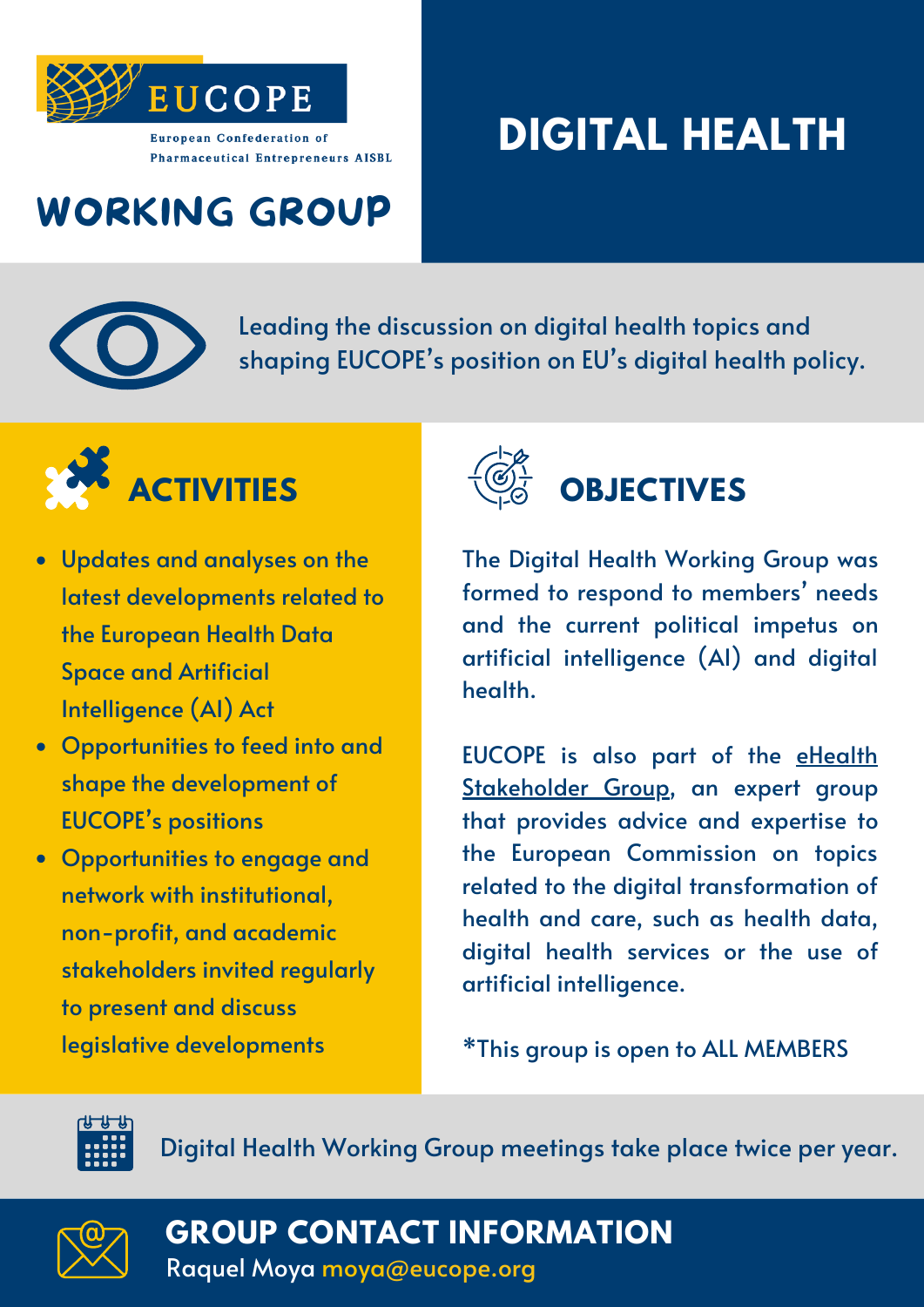EUCOPE

European Confederation of Pharmaceutical Entrepreneurs AISBL

# DIGITAL HEALTH WORKING GROUP

Leading the discussion on digital health topics and shaping EUCOPE's position on EU's digital health policy.

## ACTIVITIES

- Updates and analyses on the latest developments related to the European Health Data Space and Artificial Intelligence (AI) Act
- Opportunities to feed into and shape the development of EUCOPE's positions
- Opportunities to engage and network with institutional, non-profit, and academic stakeholders invited regularly to present and discuss legislative developments

## OBJECTIVES

The Digital Health Working Group was formed to respond to members' needs and the current political impetus on artificial intelligence (AI) and digital health.

EUCOPE is also part of the eHealth Stakeholder Group, an expert group that provides advice and expertise to the European Commission on topics related to the digital transformation of health and care, such as health data, digital health services or the use of artificial intelligence.

*This group is open to ALL MEMBERS

Digital Health Working Group meetings take place twice per year.

## GROUP CONTACT INFORMATION

Raquel Moya moya@eucope.org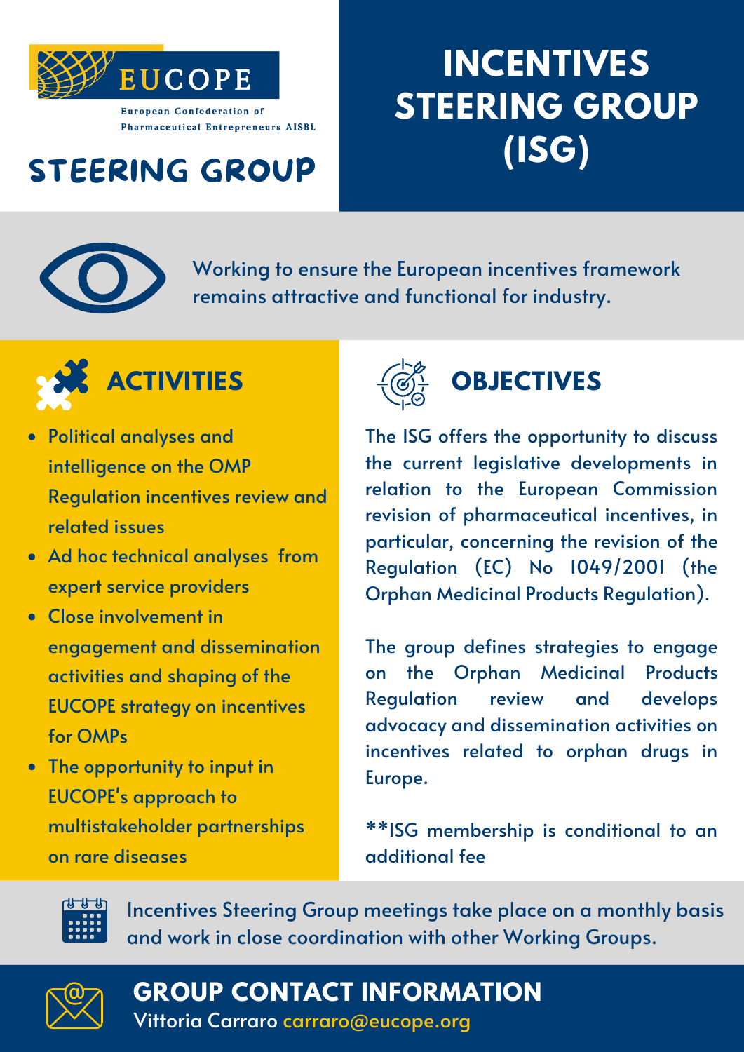EUCOPE

European Confederation of Pharmaceutical Entrepreneurs AISBL

## STEERING GROUP

# INCENTIVES STEERING GROUP (ISG)

Working to ensure the European incentives framework remains attractive and functional for industry.

## ACTIVITIES

- Political analyses and intelligence on the OMP Regulation incentives review and related issues
- Ad hoc technical analyses from expert service providers
- Close involvement in engagement and dissemination activities and shaping of the EUCOPE strategy on incentives for OMPs
- The opportunity to input in EUCOPE's approach to multistakeholder partnerships on rare diseases

## OBJECTIVES

The ISG offers the opportunity to discuss the current legislative developments in relation to the European Commission revision of pharmaceutical incentives, in particular, concerning the revision of the Regulation (EC) No 1049/2001 (the Orphan Medicinal Products Regulation).

The group defines strategies to engage on the Orphan Medicinal Products Regulation review and develops advocacy and dissemination activities on incentives related to orphan drugs in Europe.

**ISG membership is conditional to an additional fee

Incentives Steering Group meetings take place on a monthly basis and work in close coordination with other Working Groups.

## GROUP CONTACT INFORMATION

Vittoria Carraro carraro@eucope.org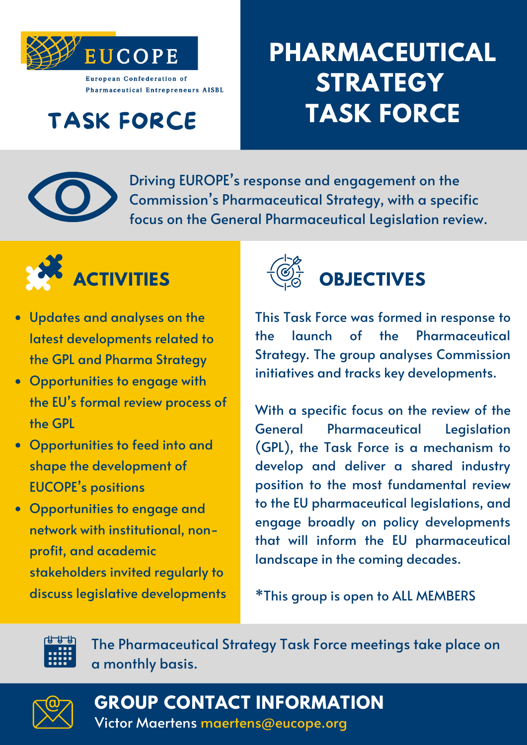**EUCOPE**

European Confederation of Pharmaceutical Entrepreneurs AISBL

# TASK FORCE

# PHARMACEUTICAL STRATEGY TASK FORCE

Driving EUROPE's response and engagement on the Commission's Pharmaceutical Strategy, with a specific focus on the General Pharmaceutical Legislation review.

## ACTIVITIES

- Updates and analyses on the latest developments related to the GPL and Pharma Strategy
- Opportunities to engage with the EU's formal review process of the GPL
- Opportunities to feed into and shape the development of EUCOPE's positions
- Opportunities to engage and network with institutional, non-profit, and academic stakeholders invited regularly to discuss legislative developments

## OBJECTIVES

This Task Force was formed in response to the launch of the Pharmaceutical Strategy. The group analyses Commission initiatives and tracks key developments.

With a specific focus on the review of the General Pharmaceutical Legislation (GPL), the Task Force is a mechanism to develop and deliver a shared industry position to the most fundamental review to the EU pharmaceutical legislations, and engage broadly on policy developments that will inform the EU pharmaceutical landscape in the coming decades.

*This group is open to ALL MEMBERS

The Pharmaceutical Strategy Task Force meetings take place on a monthly basis.

## GROUP CONTACT INFORMATION

Victor Maertens maertens@eucope.org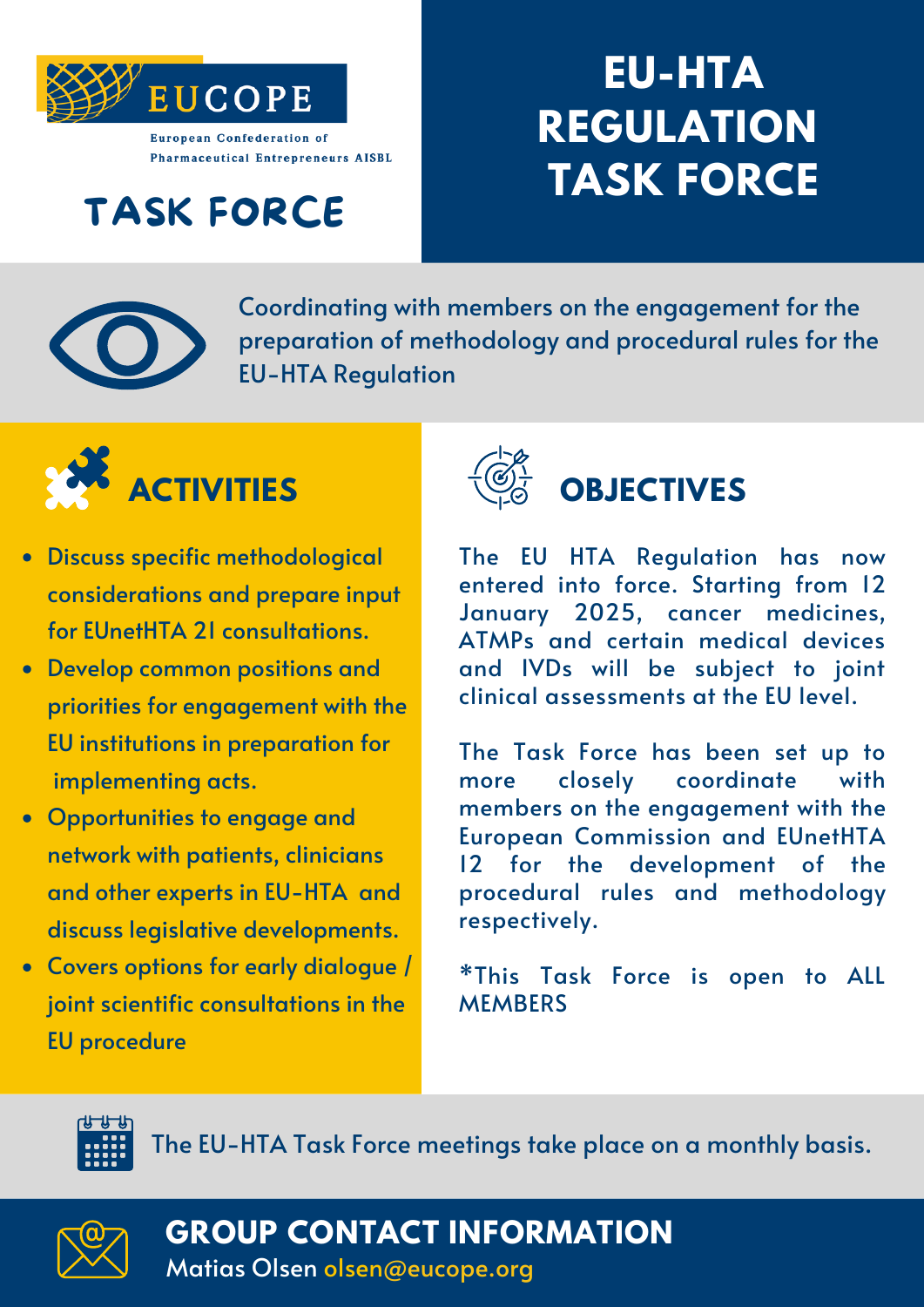EUCOPE

European Confederation of Pharmaceutical Entrepreneurs AISBL

# TASK FORCE

# EU-HTA REGULATION TASK FORCE

Coordinating with members on the engagement for the preparation of methodology and procedural rules for the EU-HTA Regulation

## ACTIVITIES

- Discuss specific methodological considerations and prepare input for EUnetHTA 21 consultations.
- Develop common positions and priorities for engagement with the EU institutions in preparation for implementing acts.
- Opportunities to engage and network with patients, clinicians and other experts in EU-HTA and discuss legislative developments.
- Covers options for early dialogue / joint scientific consultations in the EU procedure

## OBJECTIVES

The EU HTA Regulation has now entered into force. Starting from 12 January 2025, cancer medicines, ATMPs and certain medical devices and IVDs will be subject to joint clinical assessments at the EU level.

The Task Force has been set up to more closely coordinate with members on the engagement with the European Commission and EUnetHTA 12 for the development of the procedural rules and methodology respectively.

*This Task Force is open to ALL MEMBERS

The EU-HTA Task Force meetings take place on a monthly basis.

## GROUP CONTACT INFORMATION

Matias Olsen olsen@eucope.org